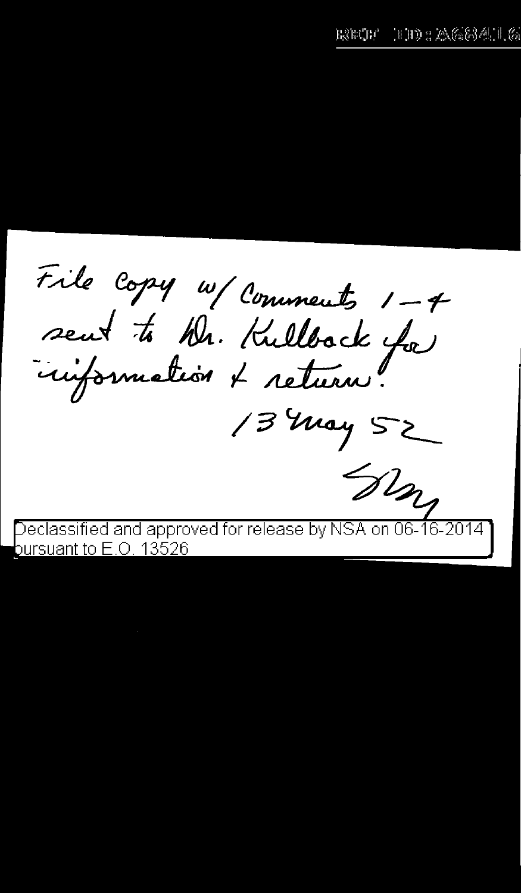File copy w/ Comments 1-4
sent to Dr. Kullback for
information + return.

13 May 52

Sty

Declassified and approved for release by NSA on 06-16-2014 pursuant to E.O. 13526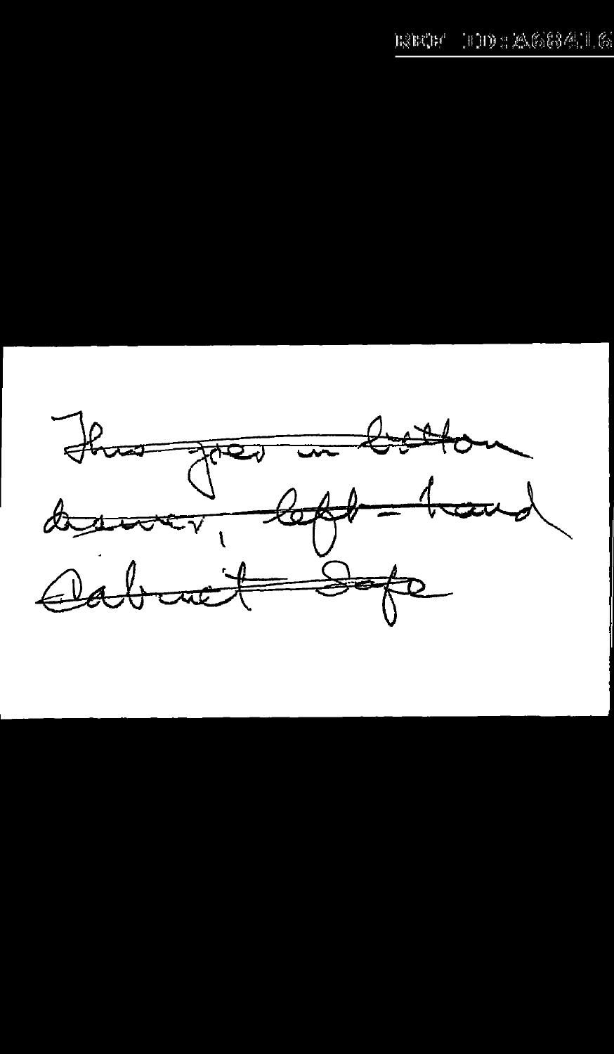~~This goes in bottom~~
~~drawer, left-hand~~
~~Cabinet Safe~~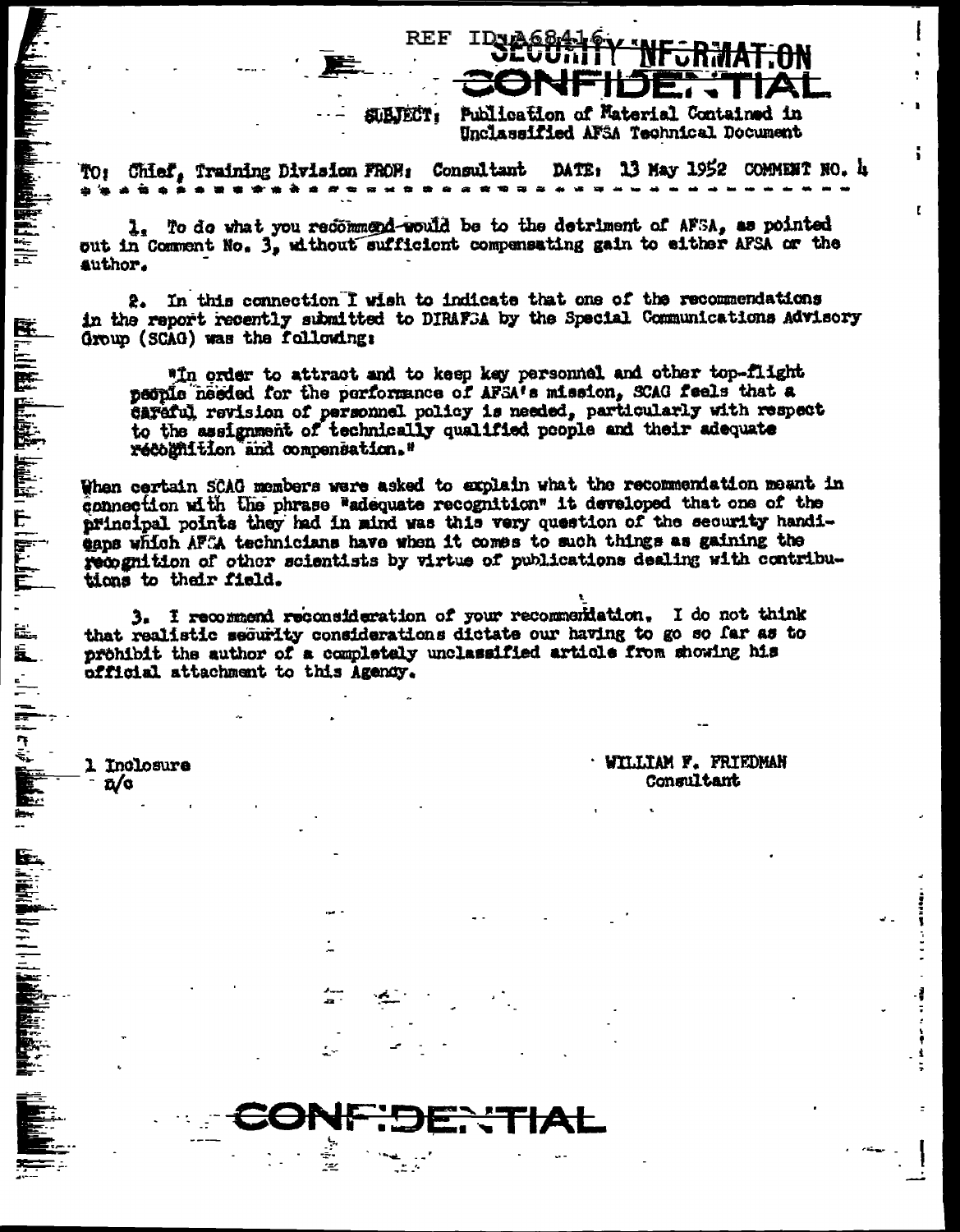REF ID:A68416

SECURITY INFORMATION

CONFIDENTIAL

SUBJECT: Publication of Material Contained in Unclassified AFSA Technical Document

TO: Chief, Training Division FROM: Consultant DATE: 13 May 1952 COMMENT NO. 4

1. To do what you recommend would be to the detriment of AFSA, as pointed out in Comment No. 3, without sufficient compensating gain to either AFSA or the author.

2. In this connection I wish to indicate that one of the recommendations in the report recently submitted to DIRAFSA by the Special Communications Advisory Group (SCAG) was the following:

"In order to attract and to keep key personnel and other top-flight people needed for the performance of AFSA's mission, SCAG feels that a careful revision of personnel policy is needed, particularly with respect to the assignment of technically qualified people and their adequate recognition and compensation."

When certain SCAG members were asked to explain what the recommendation meant in connection with the phrase "adequate recognition" it developed that one of the principal points they had in mind was this very question of the security handicaps which AFSA technicians have when it comes to such things as gaining the recognition of other scientists by virtue of publications dealing with contributions to their field.

3. I recommend reconsideration of your recommendation. I do not think that realistic security considerations dictate our having to go so far as to prohibit the author of a completely unclassified article from showing his official attachment to this Agency.

1 Inclosure
n/c

WILLIAM F. FRIEDMAN
Consultant

CONFIDENTIAL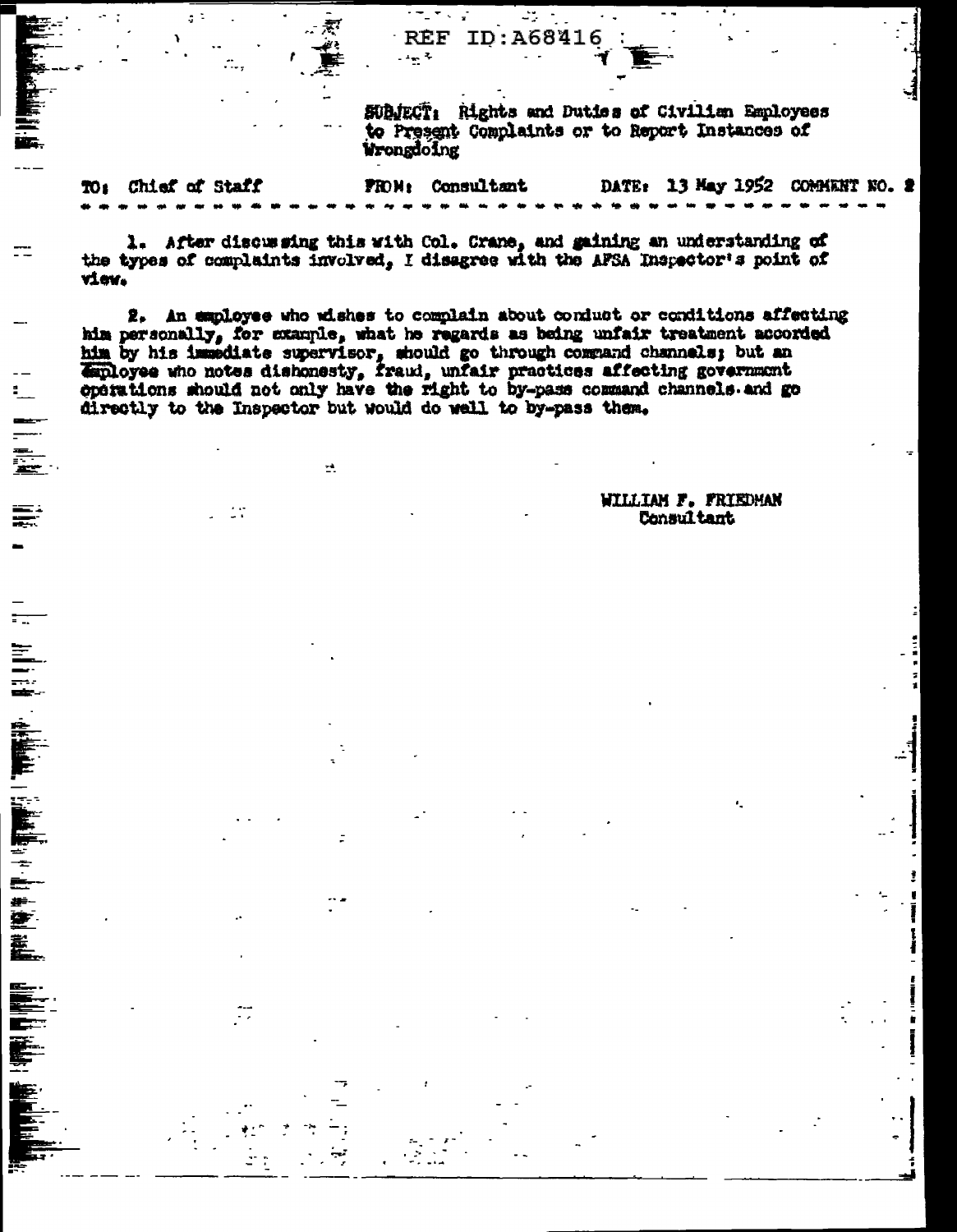REF ID:A68416

SUBJECT: Rights and Duties of Civilian Employees to Present Complaints or to Report Instances of Wrongdoing

TO: Chief of Staff FROM: Consultant DATE: 13 May 1952 COMMENT NO. 2

1. After discussing this with Col. Crane, and gaining an understanding of the types of complaints involved, I disagree with the AFSA Inspector's point of view.

2. An employee who wishes to complain about conduct or conditions affecting him personally, for example, what he regards as being unfair treatment accorded him by his immediate supervisor, should go through command channels; but an employee who notes dishonesty, fraud, unfair practices affecting government operations should not only have the right to by-pass command channels and go directly to the Inspector but would do well to by-pass them.

WILLIAM F. FRIEDMAN
Consultant